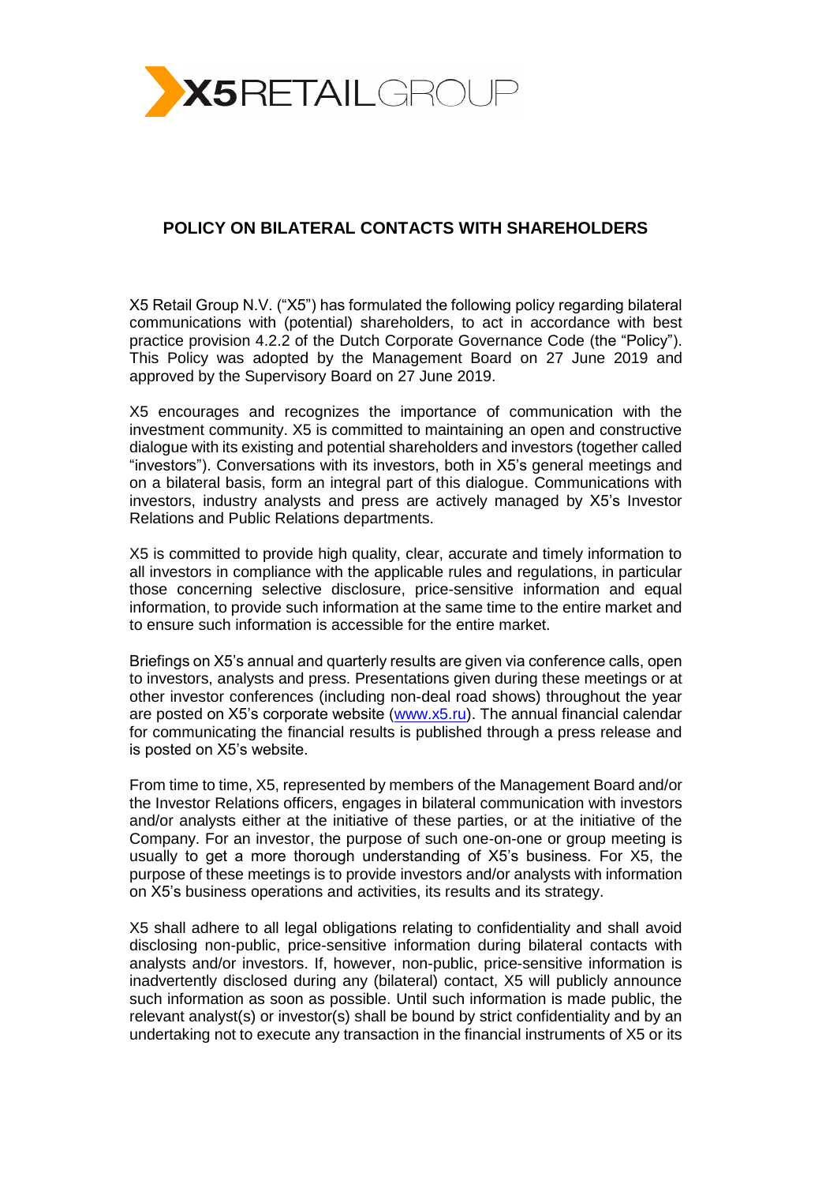# POLICY ON BILATERAL CONTACTS WITH SHAREHOLDERS

X5 Retail Group N.V. ("X5") has formulated the following policy regarding bilateral communications with (potential) shareholders, to act in accordance with best practice provision 4.2.2 of the Dutch Corporate Governance Code (the "Policy"). This Policy was adopted by the Management Board on 27 June 2019 and approved by the Supervisory Board on 27 June 2019.

X5 encourages and recognizes the importance of communication with the investment community. X5 is committed to maintaining an open and constructive dialogue with its existing and potential shareholders and investors (together called "investors"). Conversations with its investors, both in X5's general meetings and on a bilateral basis, form an integral part of this dialogue. Communications with investors, industry analysts and press are actively managed by X5's Investor Relations and Public Relations departments.

X5 is committed to provide high quality, clear, accurate and timely information to all investors in compliance with the applicable rules and regulations, in particular those concerning selective disclosure, price-sensitive information and equal information, to provide such information at the same time to the entire market and to ensure such information is accessible for the entire market.

Briefings on X5's annual and quarterly results are given via conference calls, open to investors, analysts and press. Presentations given during these meetings or at other investor conferences (including non-deal road shows) throughout the year are posted on X5's corporate website ([www.x5.ru](http://www.x5.ru)). The annual financial calendar for communicating the financial results is published through a press release and is posted on X5's website.

From time to time, X5, represented by members of the Management Board and/or the Investor Relations officers, engages in bilateral communication with investors and/or analysts either at the initiative of these parties, or at the initiative of the Company. For an investor, the purpose of such one-on-one or group meeting is usually to get a more thorough understanding of X5's business. For X5, the purpose of these meetings is to provide investors and/or analysts with information on X5's business operations and activities, its results and its strategy.

X5 shall adhere to all legal obligations relating to confidentiality and shall avoid disclosing non-public, price-sensitive information during bilateral contacts with analysts and/or investors. If, however, non-public, price-sensitive information is inadvertently disclosed during any (bilateral) contact, X5 will publicly announce such information as soon as possible. Until such information is made public, the relevant analyst(s) or investor(s) shall be bound by strict confidentiality and by an undertaking not to execute any transaction in the financial instruments of X5 or its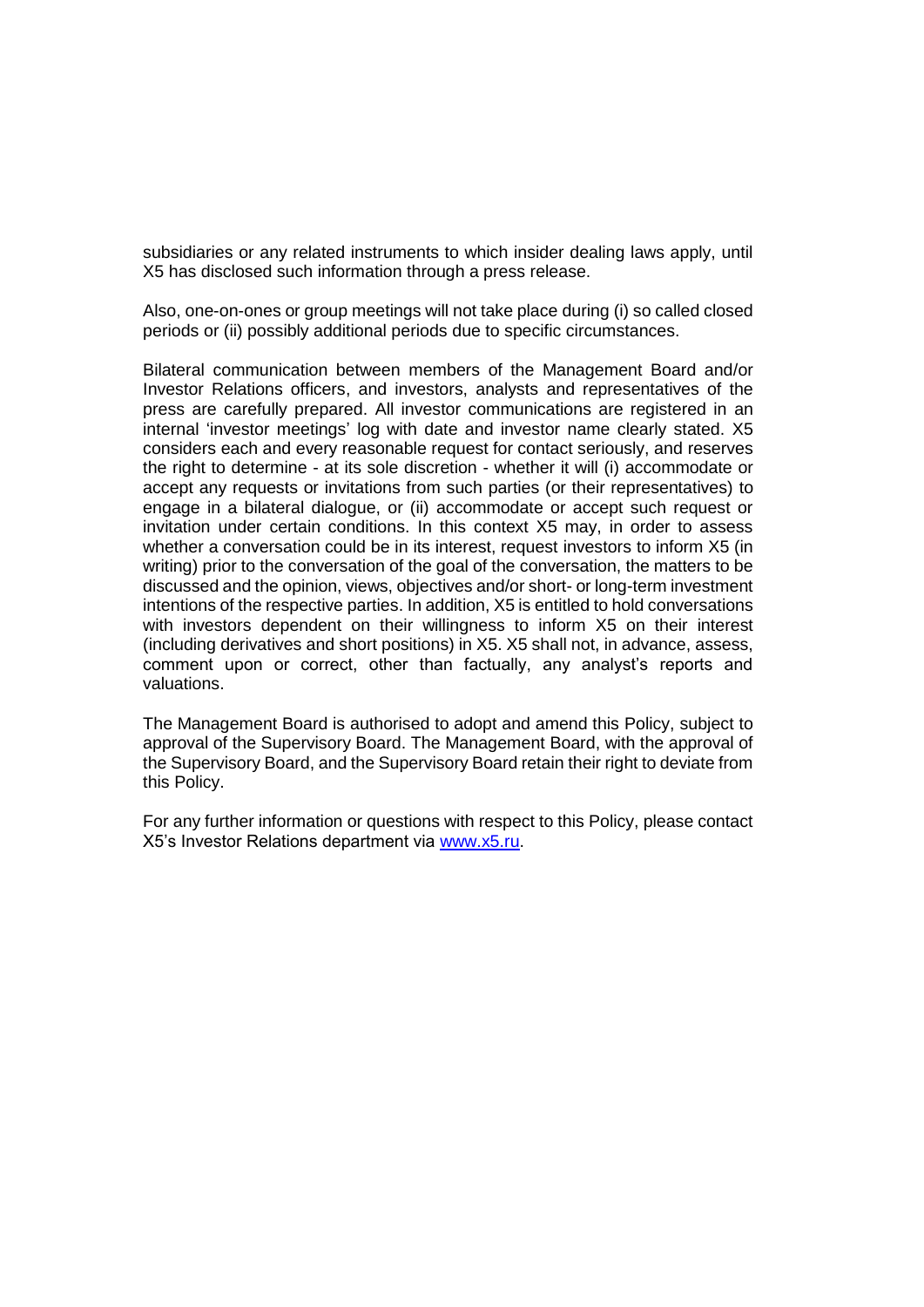subsidiaries or any related instruments to which insider dealing laws apply, until X5 has disclosed such information through a press release.

Also, one-on-ones or group meetings will not take place during (i) so called closed periods or (ii) possibly additional periods due to specific circumstances.

Bilateral communication between members of the Management Board and/or Investor Relations officers, and investors, analysts and representatives of the press are carefully prepared. All investor communications are registered in an internal 'investor meetings' log with date and investor name clearly stated. X5 considers each and every reasonable request for contact seriously, and reserves the right to determine - at its sole discretion - whether it will (i) accommodate or accept any requests or invitations from such parties (or their representatives) to engage in a bilateral dialogue, or (ii) accommodate or accept such request or invitation under certain conditions. In this context X5 may, in order to assess whether a conversation could be in its interest, request investors to inform X5 (in writing) prior to the conversation of the goal of the conversation, the matters to be discussed and the opinion, views, objectives and/or short- or long-term investment intentions of the respective parties. In addition, X5 is entitled to hold conversations with investors dependent on their willingness to inform X5 on their interest (including derivatives and short positions) in X5. X5 shall not, in advance, assess, comment upon or correct, other than factually, any analyst's reports and valuations.

The Management Board is authorised to adopt and amend this Policy, subject to approval of the Supervisory Board. The Management Board, with the approval of the Supervisory Board, and the Supervisory Board retain their right to deviate from this Policy.

For any further information or questions with respect to this Policy, please contact X5's Investor Relations department via [www.x5.ru](http://www.x5.ru).